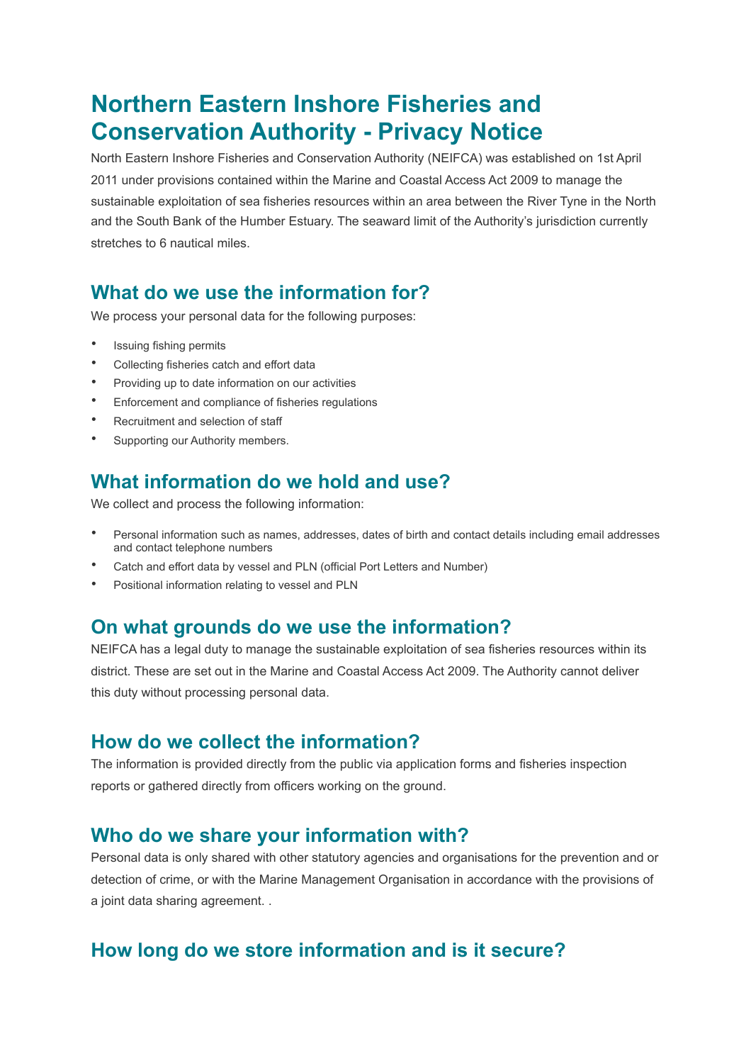# Northern Eastern Inshore Fisheries and Conservation Authority - Privacy Notice

North Eastern Inshore Fisheries and Conservation Authority (NEIFCA) was established on 1st April 2011 under provisions contained within the Marine and Coastal Access Act 2009 to manage the sustainable exploitation of sea fisheries resources within an area between the River Tyne in the North and the South Bank of the Humber Estuary. The seaward limit of the Authority's jurisdiction currently stretches to 6 nautical miles.

## What do we use the information for?

We process your personal data for the following purposes:

- Issuing fishing permits
- Collecting fisheries catch and effort data
- Providing up to date information on our activities
- Enforcement and compliance of fisheries regulations
- Recruitment and selection of staff
- Supporting our Authority members.

## What information do we hold and use?

We collect and process the following information:

- Personal information such as names, addresses, dates of birth and contact details including email addresses and contact telephone numbers
- Catch and effort data by vessel and PLN (official Port Letters and Number)
- Positional information relating to vessel and PLN

## On what grounds do we use the information?

NEIFCA has a legal duty to manage the sustainable exploitation of sea fisheries resources within its district. These are set out in the Marine and Coastal Access Act 2009. The Authority cannot deliver this duty without processing personal data.

## How do we collect the information?

The information is provided directly from the public via application forms and fisheries inspection reports or gathered directly from officers working on the ground.

## Who do we share your information with?

Personal data is only shared with other statutory agencies and organisations for the prevention and or detection of crime, or with the Marine Management Organisation in accordance with the provisions of a joint data sharing agreement. .

## How long do we store information and is it secure?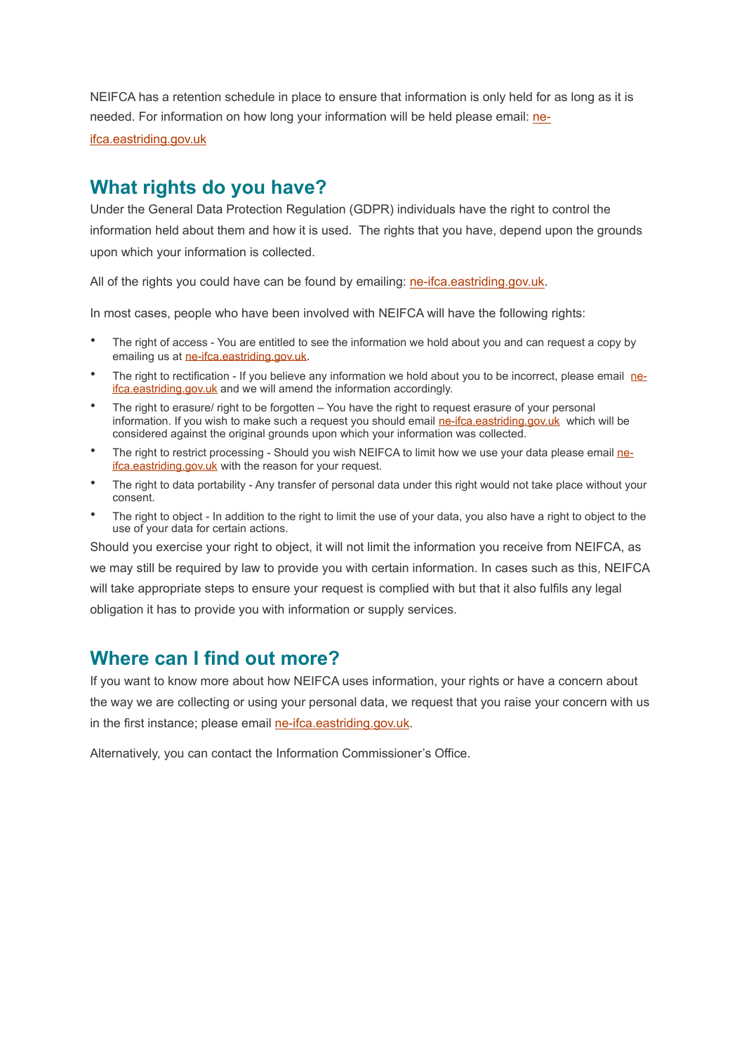NEIFCA has a retention schedule in place to ensure that information is only held for as long as it is needed. For information on how long your information will be held please email: ne-ifca.eastriding.gov.uk

## What rights do you have?

Under the General Data Protection Regulation (GDPR) individuals have the right to control the information held about them and how it is used. The rights that you have, depend upon the grounds upon which your information is collected.

All of the rights you could have can be found by emailing: ne-ifca.eastriding.gov.uk.

In most cases, people who have been involved with NEIFCA will have the following rights:

- The right of access - You are entitled to see the information we hold about you and can request a copy by emailing us at ne-ifca.eastriding.gov.uk.
- The right to rectification - If you believe any information we hold about you to be incorrect, please email ne-ifca.eastriding.gov.uk and we will amend the information accordingly.
- The right to erasure/ right to be forgotten – You have the right to request erasure of your personal information. If you wish to make such a request you should email ne-ifca.eastriding.gov.uk which will be considered against the original grounds upon which your information was collected.
- The right to restrict processing - Should you wish NEIFCA to limit how we use your data please email ne-ifca.eastriding.gov.uk with the reason for your request.
- The right to data portability - Any transfer of personal data under this right would not take place without your consent.
- The right to object - In addition to the right to limit the use of your data, you also have a right to object to the use of your data for certain actions.

Should you exercise your right to object, it will not limit the information you receive from NEIFCA, as we may still be required by law to provide you with certain information. In cases such as this, NEIFCA will take appropriate steps to ensure your request is complied with but that it also fulfils any legal obligation it has to provide you with information or supply services.

## Where can I find out more?

If you want to know more about how NEIFCA uses information, your rights or have a concern about the way we are collecting or using your personal data, we request that you raise your concern with us in the first instance; please email ne-ifca.eastriding.gov.uk.

Alternatively, you can contact the Information Commissioner's Office.